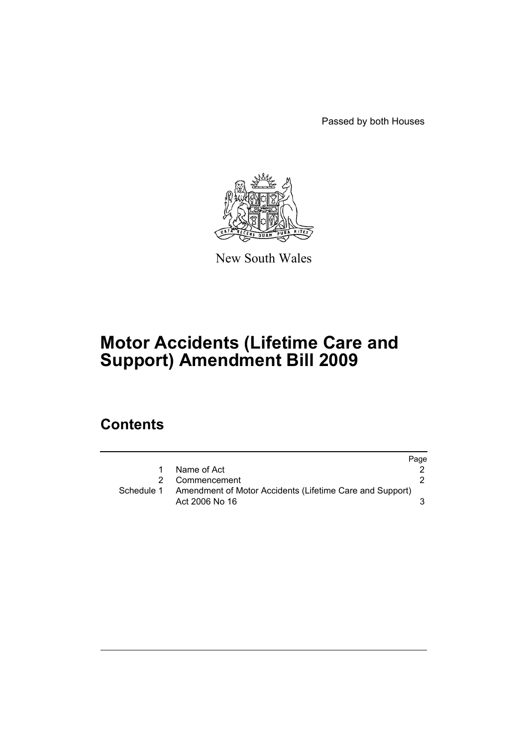Passed by both Houses

New South Wales

# Motor Accidents (Lifetime Care and Support) Amendment Bill 2009

## Contents

| | | Page |
|---|---|---|
| 1 | Name of Act | 2 |
| 2 | Commencement | 2 |
| Schedule 1 | Amendment of Motor Accidents (Lifetime Care and Support) Act 2006 No 16 | 3 |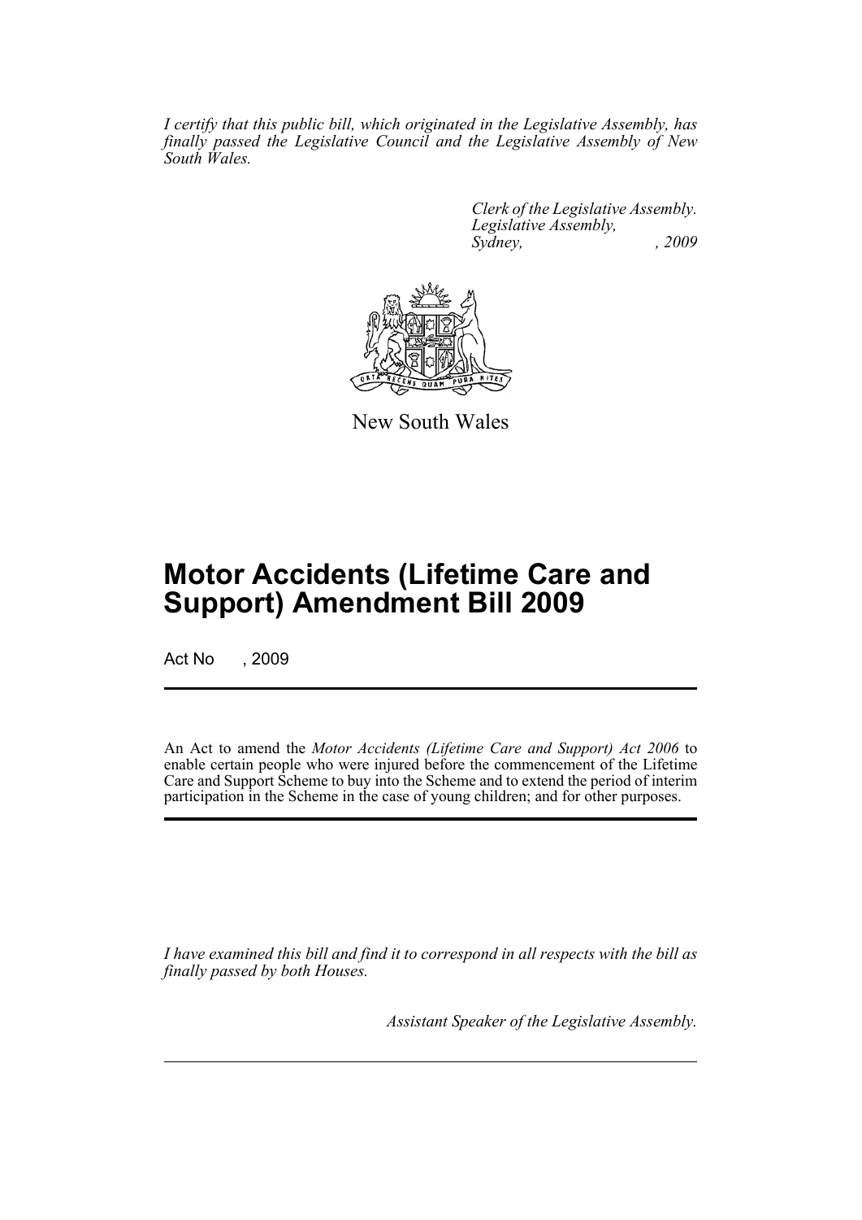*I certify that this public bill, which originated in the Legislative Assembly, has finally passed the Legislative Council and the Legislative Assembly of New South Wales.*

*Clerk of the Legislative Assembly.*
*Legislative Assembly,*
*Sydney, , 2009*

New South Wales

# Motor Accidents (Lifetime Care and Support) Amendment Bill 2009

Act No , 2009

An Act to amend the *Motor Accidents (Lifetime Care and Support) Act 2006* to enable certain people who were injured before the commencement of the Lifetime Care and Support Scheme to buy into the Scheme and to extend the period of interim participation in the Scheme in the case of young children; and for other purposes.

*I have examined this bill and find it to correspond in all respects with the bill as finally passed by both Houses.*

*Assistant Speaker of the Legislative Assembly.*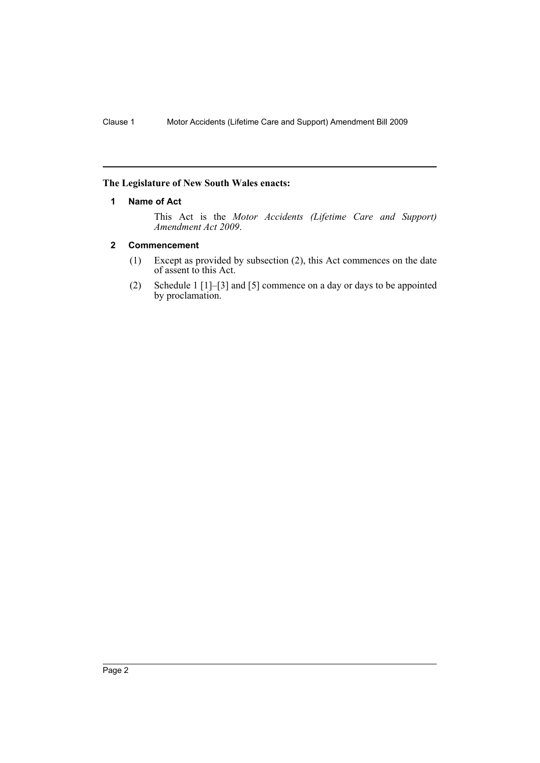**The Legislature of New South Wales enacts:**

## 1 Name of Act

This Act is the *Motor Accidents (Lifetime Care and Support) Amendment Act 2009*.

## 2 Commencement

(1) Except as provided by subsection (2), this Act commences on the date of assent to this Act.

(2) Schedule 1 [1]–[3] and [5] commence on a day or days to be appointed by proclamation.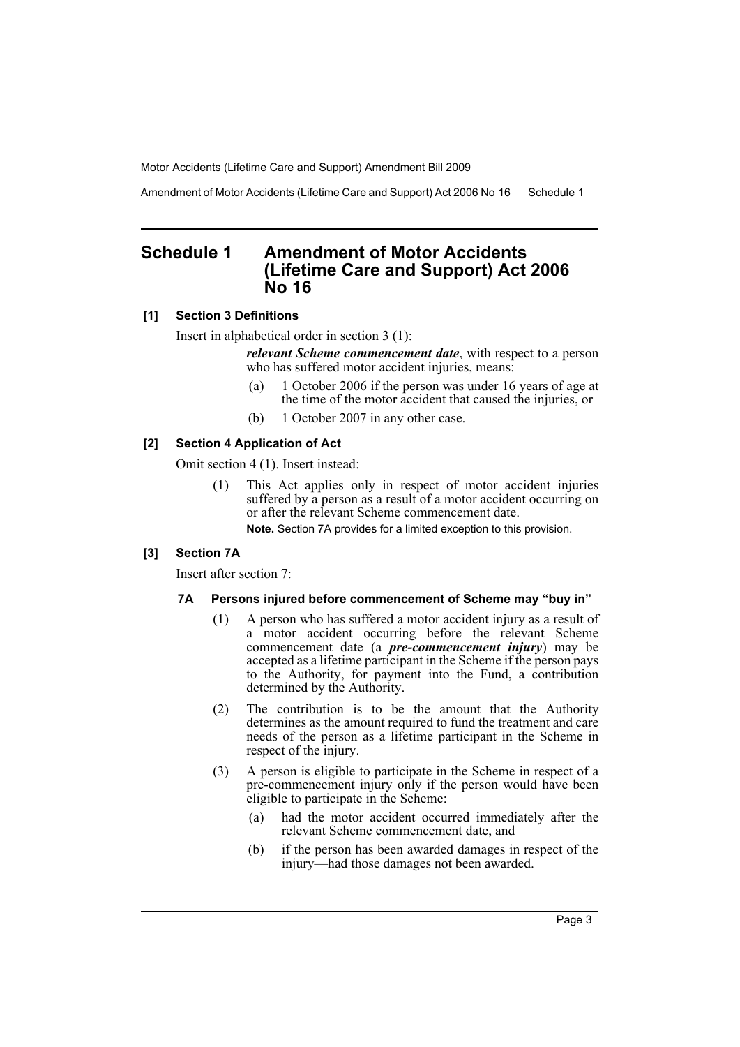# Schedule 1 Amendment of Motor Accidents (Lifetime Care and Support) Act 2006 No 16

**[1] Section 3 Definitions**

Insert in alphabetical order in section 3 (1):

> ***relevant Scheme commencement date***, with respect to a person who has suffered motor accident injuries, means:
>
> (a) 1 October 2006 if the person was under 16 years of age at the time of the motor accident that caused the injuries, or
>
> (b) 1 October 2007 in any other case.

**[2] Section 4 Application of Act**

Omit section 4 (1). Insert instead:

> (1) This Act applies only in respect of motor accident injuries suffered by a person as a result of a motor accident occurring on or after the relevant Scheme commencement date.
>
> **Note.** Section 7A provides for a limited exception to this provision.

**[3] Section 7A**

Insert after section 7:

> **7A Persons injured before commencement of Scheme may "buy in"**
>
> (1) A person who has suffered a motor accident injury as a result of a motor accident occurring before the relevant Scheme commencement date (a ***pre-commencement injury***) may be accepted as a lifetime participant in the Scheme if the person pays to the Authority, for payment into the Fund, a contribution determined by the Authority.
>
> (2) The contribution is to be the amount that the Authority determines as the amount required to fund the treatment and care needs of the person as a lifetime participant in the Scheme in respect of the injury.
>
> (3) A person is eligible to participate in the Scheme in respect of a pre-commencement injury only if the person would have been eligible to participate in the Scheme:
>
> (a) had the motor accident occurred immediately after the relevant Scheme commencement date, and
>
> (b) if the person has been awarded damages in respect of the injury—had those damages not been awarded.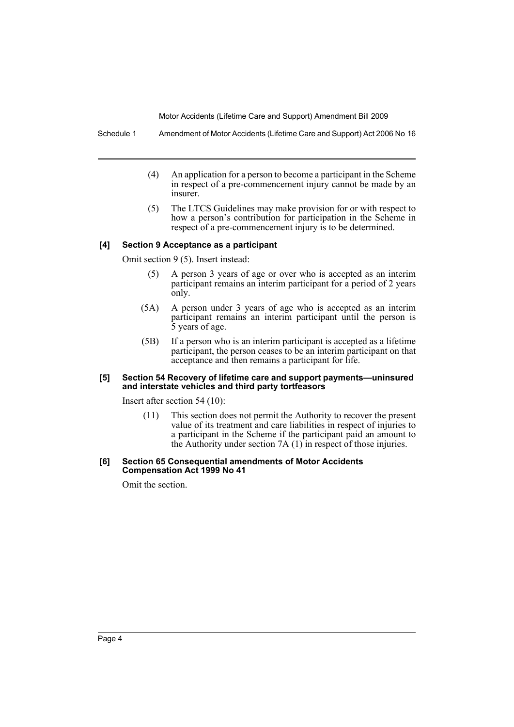(4) An application for a person to become a participant in the Scheme in respect of a pre-commencement injury cannot be made by an insurer.

(5) The LTCS Guidelines may make provision for or with respect to how a person's contribution for participation in the Scheme in respect of a pre-commencement injury is to be determined.

#### [4] Section 9 Acceptance as a participant

Omit section 9 (5). Insert instead:

(5) A person 3 years of age or over who is accepted as an interim participant remains an interim participant for a period of 2 years only.

(5A) A person under 3 years of age who is accepted as an interim participant remains an interim participant until the person is 5 years of age.

(5B) If a person who is an interim participant is accepted as a lifetime participant, the person ceases to be an interim participant on that acceptance and then remains a participant for life.

#### [5] Section 54 Recovery of lifetime care and support payments—uninsured and interstate vehicles and third party tortfeasors

Insert after section 54 (10):

(11) This section does not permit the Authority to recover the present value of its treatment and care liabilities in respect of injuries to a participant in the Scheme if the participant paid an amount to the Authority under section 7A (1) in respect of those injuries.

#### [6] Section 65 Consequential amendments of Motor Accidents Compensation Act 1999 No 41

Omit the section.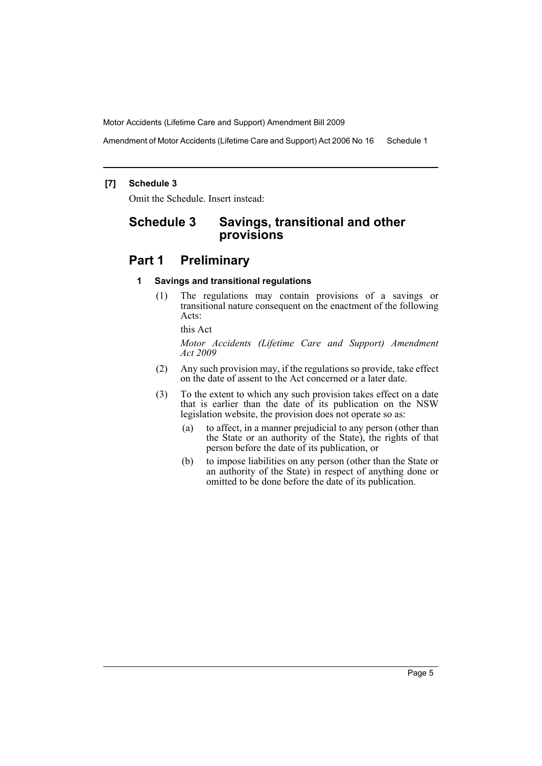**[7] Schedule 3**

Omit the Schedule. Insert instead:

# Schedule 3 Savings, transitional and other provisions

## Part 1 Preliminary

### 1 Savings and transitional regulations

(1) The regulations may contain provisions of a savings or transitional nature consequent on the enactment of the following Acts:

this Act

*Motor Accidents (Lifetime Care and Support) Amendment Act 2009*

(2) Any such provision may, if the regulations so provide, take effect on the date of assent to the Act concerned or a later date.

(3) To the extent to which any such provision takes effect on a date that is earlier than the date of its publication on the NSW legislation website, the provision does not operate so as:

(a) to affect, in a manner prejudicial to any person (other than the State or an authority of the State), the rights of that person before the date of its publication, or

(b) to impose liabilities on any person (other than the State or an authority of the State) in respect of anything done or omitted to be done before the date of its publication.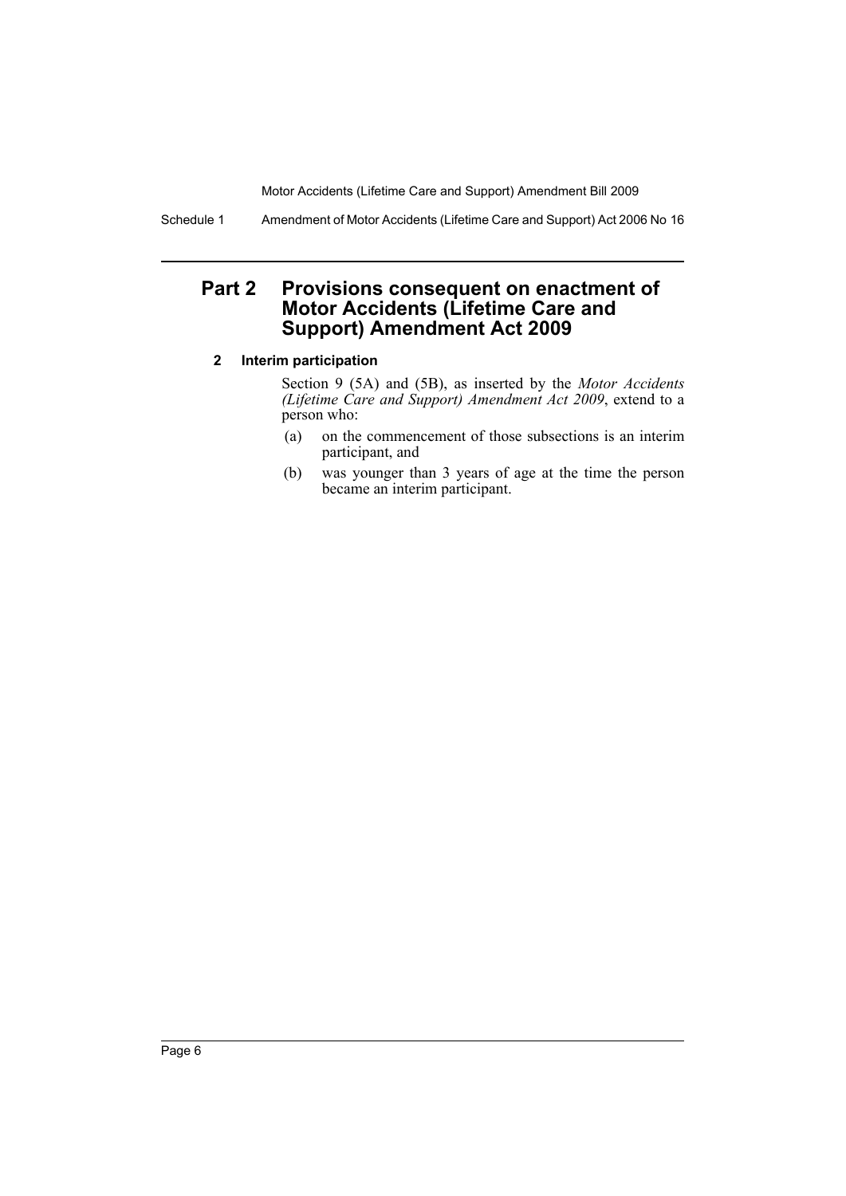## Part 2 Provisions consequent on enactment of Motor Accidents (Lifetime Care and Support) Amendment Act 2009

### 2 Interim participation

Section 9 (5A) and (5B), as inserted by the *Motor Accidents (Lifetime Care and Support) Amendment Act 2009*, extend to a person who:

(a) on the commencement of those subsections is an interim participant, and

(b) was younger than 3 years of age at the time the person became an interim participant.